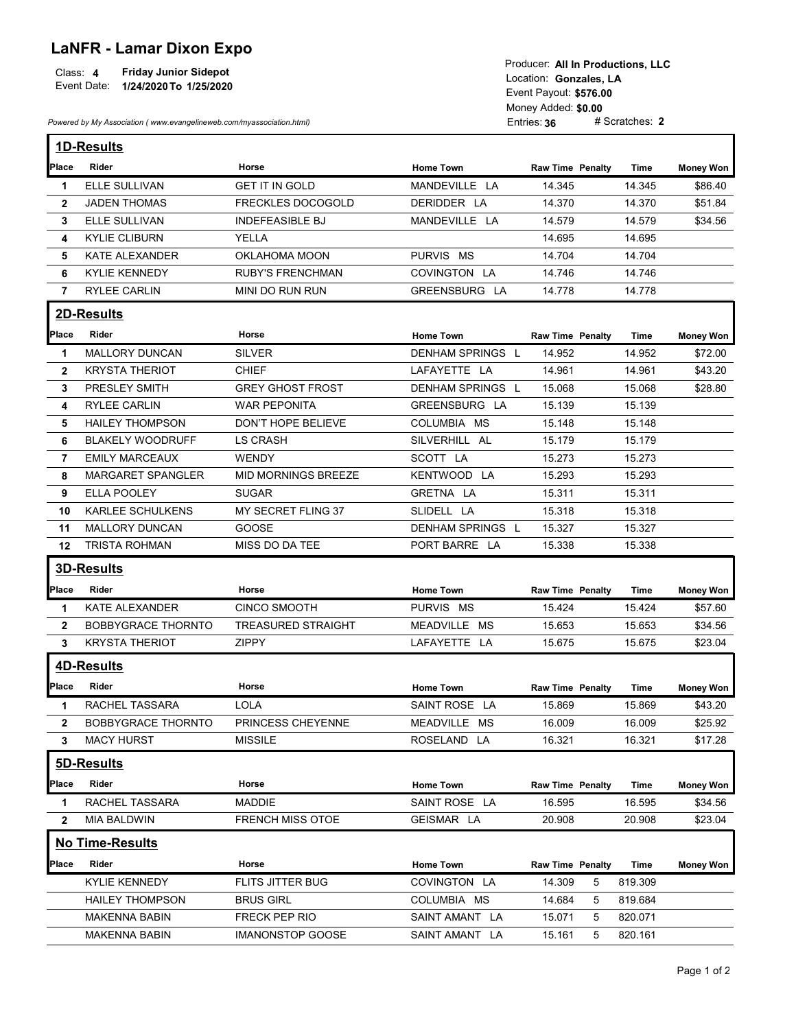# LaNFR - Lamar Dixon Expo

Class: **4** **Friday Junior Sidepot**
Event Date: **1/24/2020 To 1/25/2020**

Producer: **All In Productions, LLC**
Location: **Gonzales, LA**
Event Payout: **$576.00**
Money Added: **$0.00**
Entries: **36** # Scratches: **2**

*Powered by My Association ( www.evangelineweb.com/myassociation.html)*

## 1D-Results

| Place | Rider | Horse | Home Town | Raw Time | Penalty | Time | Money Won |
|---|---|---|---|---|---|---|---|
| 1 | ELLE SULLIVAN | GET IT IN GOLD | MANDEVILLE LA | 14.345 | | 14.345 | $86.40 |
| 2 | JADEN THOMAS | FRECKLES DOCOGOLD | DERIDDER LA | 14.370 | | 14.370 | $51.84 |
| 3 | ELLE SULLIVAN | INDEFEASIBLE BJ | MANDEVILLE LA | 14.579 | | 14.579 | $34.56 |
| 4 | KYLIE CLIBURN | YELLA | | 14.695 | | 14.695 | |
| 5 | KATE ALEXANDER | OKLAHOMA MOON | PURVIS MS | 14.704 | | 14.704 | |
| 6 | KYLIE KENNEDY | RUBY'S FRENCHMAN | COVINGTON LA | 14.746 | | 14.746 | |
| 7 | RYLEE CARLIN | MINI DO RUN RUN | GREENSBURG LA | 14.778 | | 14.778 | |

## 2D-Results

| Place | Rider | Horse | Home Town | Raw Time | Penalty | Time | Money Won |
|---|---|---|---|---|---|---|---|
| 1 | MALLORY DUNCAN | SILVER | DENHAM SPRINGS L | 14.952 | | 14.952 | $72.00 |
| 2 | KRYSTA THERIOT | CHIEF | LAFAYETTE LA | 14.961 | | 14.961 | $43.20 |
| 3 | PRESLEY SMITH | GREY GHOST FROST | DENHAM SPRINGS L | 15.068 | | 15.068 | $28.80 |
| 4 | RYLEE CARLIN | WAR PEPONITA | GREENSBURG LA | 15.139 | | 15.139 | |
| 5 | HAILEY THOMPSON | DON'T HOPE BELIEVE | COLUMBIA MS | 15.148 | | 15.148 | |
| 6 | BLAKELY WOODRUFF | LS CRASH | SILVERHILL AL | 15.179 | | 15.179 | |
| 7 | EMILY MARCEAUX | WENDY | SCOTT LA | 15.273 | | 15.273 | |
| 8 | MARGARET SPANGLER | MID MORNINGS BREEZE | KENTWOOD LA | 15.293 | | 15.293 | |
| 9 | ELLA POOLEY | SUGAR | GRETNA LA | 15.311 | | 15.311 | |
| 10 | KARLEE SCHULKENS | MY SECRET FLING 37 | SLIDELL LA | 15.318 | | 15.318 | |
| 11 | MALLORY DUNCAN | GOOSE | DENHAM SPRINGS L | 15.327 | | 15.327 | |
| 12 | TRISTA ROHMAN | MISS DO DA TEE | PORT BARRE LA | 15.338 | | 15.338 | |

## 3D-Results

| Place | Rider | Horse | Home Town | Raw Time | Penalty | Time | Money Won |
|---|---|---|---|---|---|---|---|
| 1 | KATE ALEXANDER | CINCO SMOOTH | PURVIS MS | 15.424 | | 15.424 | $57.60 |
| 2 | BOBBYGRACE THORNTO | TREASURED STRAIGHT | MEADVILLE MS | 15.653 | | 15.653 | $34.56 |
| 3 | KRYSTA THERIOT | ZIPPY | LAFAYETTE LA | 15.675 | | 15.675 | $23.04 |

## 4D-Results

| Place | Rider | Horse | Home Town | Raw Time | Penalty | Time | Money Won |
|---|---|---|---|---|---|---|---|
| 1 | RACHEL TASSARA | LOLA | SAINT ROSE LA | 15.869 | | 15.869 | $43.20 |
| 2 | BOBBYGRACE THORNTO | PRINCESS CHEYENNE | MEADVILLE MS | 16.009 | | 16.009 | $25.92 |
| 3 | MACY HURST | MISSILE | ROSELAND LA | 16.321 | | 16.321 | $17.28 |

## 5D-Results

| Place | Rider | Horse | Home Town | Raw Time | Penalty | Time | Money Won |
|---|---|---|---|---|---|---|---|
| 1 | RACHEL TASSARA | MADDIE | SAINT ROSE LA | 16.595 | | 16.595 | $34.56 |
| 2 | MIA BALDWIN | FRENCH MISS OTOE | GEISMAR LA | 20.908 | | 20.908 | $23.04 |

## No Time-Results

| Place | Rider | Horse | Home Town | Raw Time | Penalty | Time | Money Won |
|---|---|---|---|---|---|---|---|
| | KYLIE KENNEDY | FLITS JITTER BUG | COVINGTON LA | 14.309 | 5 | 819.309 | |
| | HAILEY THOMPSON | BRUS GIRL | COLUMBIA MS | 14.684 | 5 | 819.684 | |
| | MAKENNA BABIN | FRECK PEP RIO | SAINT AMANT LA | 15.071 | 5 | 820.071 | |
| | MAKENNA BABIN | IMANONSTOP GOOSE | SAINT AMANT LA | 15.161 | 5 | 820.161 | |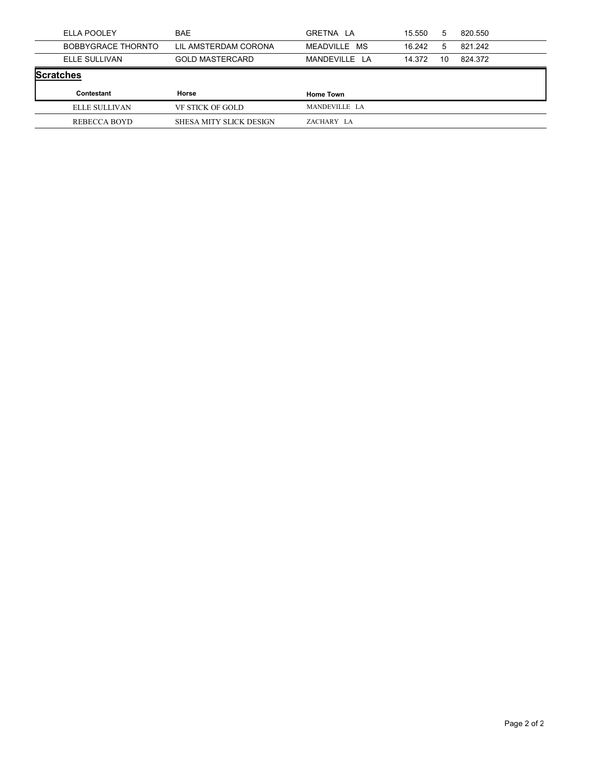| | | | | | |
|---|---|---|---|---|---|
| ELLA POOLEY | BAE | GRETNA LA | 15.550 | 5 | 820.550 |
| BOBBYGRACE THORNTO | LIL AMSTERDAM CORONA | MEADVILLE MS | 16.242 | 5 | 821.242 |
| ELLE SULLIVAN | GOLD MASTERCARD | MANDEVILLE LA | 14.372 | 10 | 824.372 |

## Scratches

| Contestant | Horse | Home Town |
|---|---|---|
| ELLE SULLIVAN | VF STICK OF GOLD | MANDEVILLE LA |
| REBECCA BOYD | SHESA MITY SLICK DESIGN | ZACHARY LA |